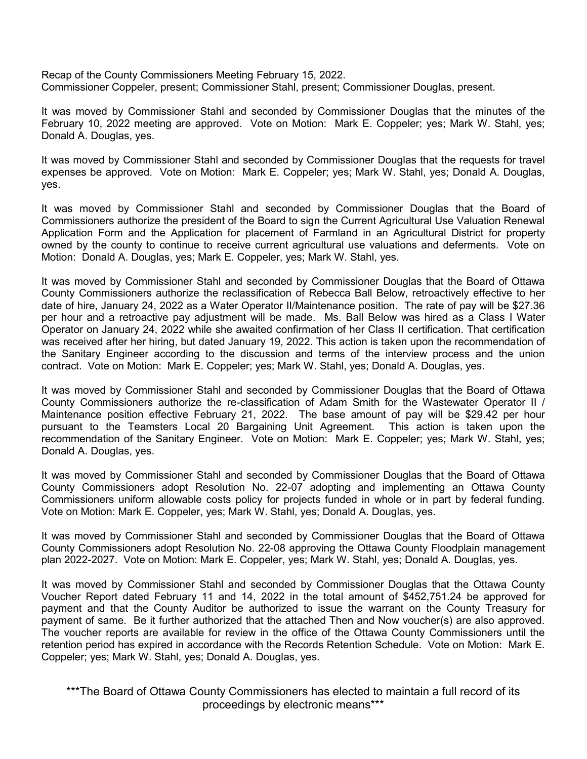Recap of the County Commissioners Meeting February 15, 2022.
Commissioner Coppeler, present; Commissioner Stahl, present; Commissioner Douglas, present.

It was moved by Commissioner Stahl and seconded by Commissioner Douglas that the minutes of the February 10, 2022 meeting are approved. Vote on Motion: Mark E. Coppeler; yes; Mark W. Stahl, yes; Donald A. Douglas, yes.

It was moved by Commissioner Stahl and seconded by Commissioner Douglas that the requests for travel expenses be approved. Vote on Motion: Mark E. Coppeler; yes; Mark W. Stahl, yes; Donald A. Douglas, yes.

It was moved by Commissioner Stahl and seconded by Commissioner Douglas that the Board of Commissioners authorize the president of the Board to sign the Current Agricultural Use Valuation Renewal Application Form and the Application for placement of Farmland in an Agricultural District for property owned by the county to continue to receive current agricultural use valuations and deferments. Vote on Motion: Donald A. Douglas, yes; Mark E. Coppeler, yes; Mark W. Stahl, yes.

It was moved by Commissioner Stahl and seconded by Commissioner Douglas that the Board of Ottawa County Commissioners authorize the reclassification of Rebecca Ball Below, retroactively effective to her date of hire, January 24, 2022 as a Water Operator II/Maintenance position. The rate of pay will be $27.36 per hour and a retroactive pay adjustment will be made. Ms. Ball Below was hired as a Class I Water Operator on January 24, 2022 while she awaited confirmation of her Class II certification. That certification was received after her hiring, but dated January 19, 2022. This action is taken upon the recommendation of the Sanitary Engineer according to the discussion and terms of the interview process and the union contract. Vote on Motion: Mark E. Coppeler; yes; Mark W. Stahl, yes; Donald A. Douglas, yes.

It was moved by Commissioner Stahl and seconded by Commissioner Douglas that the Board of Ottawa County Commissioners authorize the re-classification of Adam Smith for the Wastewater Operator II / Maintenance position effective February 21, 2022. The base amount of pay will be $29.42 per hour pursuant to the Teamsters Local 20 Bargaining Unit Agreement. This action is taken upon the recommendation of the Sanitary Engineer. Vote on Motion: Mark E. Coppeler; yes; Mark W. Stahl, yes; Donald A. Douglas, yes.

It was moved by Commissioner Stahl and seconded by Commissioner Douglas that the Board of Ottawa County Commissioners adopt Resolution No. 22-07 adopting and implementing an Ottawa County Commissioners uniform allowable costs policy for projects funded in whole or in part by federal funding. Vote on Motion: Mark E. Coppeler, yes; Mark W. Stahl, yes; Donald A. Douglas, yes.

It was moved by Commissioner Stahl and seconded by Commissioner Douglas that the Board of Ottawa County Commissioners adopt Resolution No. 22-08 approving the Ottawa County Floodplain management plan 2022-2027. Vote on Motion: Mark E. Coppeler, yes; Mark W. Stahl, yes; Donald A. Douglas, yes.

It was moved by Commissioner Stahl and seconded by Commissioner Douglas that the Ottawa County Voucher Report dated February 11 and 14, 2022 in the total amount of $452,751.24 be approved for payment and that the County Auditor be authorized to issue the warrant on the County Treasury for payment of same. Be it further authorized that the attached Then and Now voucher(s) are also approved. The voucher reports are available for review in the office of the Ottawa County Commissioners until the retention period has expired in accordance with the Records Retention Schedule. Vote on Motion: Mark E. Coppeler; yes; Mark W. Stahl, yes; Donald A. Douglas, yes.

***The Board of Ottawa County Commissioners has elected to maintain a full record of its proceedings by electronic means***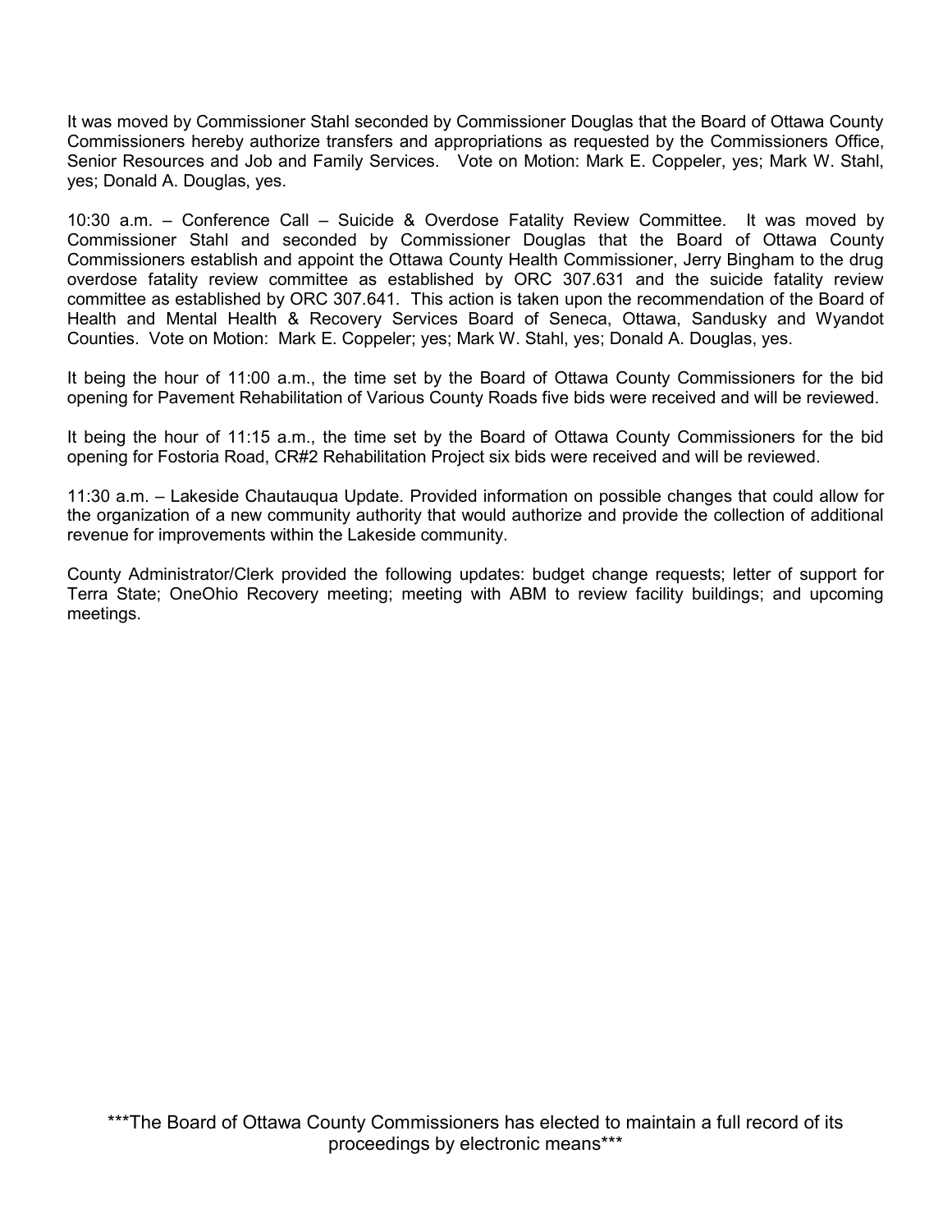It was moved by Commissioner Stahl seconded by Commissioner Douglas that the Board of Ottawa County Commissioners hereby authorize transfers and appropriations as requested by the Commissioners Office, Senior Resources and Job and Family Services. Vote on Motion: Mark E. Coppeler, yes; Mark W. Stahl, yes; Donald A. Douglas, yes.

10:30 a.m. – Conference Call – Suicide & Overdose Fatality Review Committee. It was moved by Commissioner Stahl and seconded by Commissioner Douglas that the Board of Ottawa County Commissioners establish and appoint the Ottawa County Health Commissioner, Jerry Bingham to the drug overdose fatality review committee as established by ORC 307.631 and the suicide fatality review committee as established by ORC 307.641. This action is taken upon the recommendation of the Board of Health and Mental Health & Recovery Services Board of Seneca, Ottawa, Sandusky and Wyandot Counties. Vote on Motion: Mark E. Coppeler; yes; Mark W. Stahl, yes; Donald A. Douglas, yes.

It being the hour of 11:00 a.m., the time set by the Board of Ottawa County Commissioners for the bid opening for Pavement Rehabilitation of Various County Roads five bids were received and will be reviewed.

It being the hour of 11:15 a.m., the time set by the Board of Ottawa County Commissioners for the bid opening for Fostoria Road, CR#2 Rehabilitation Project six bids were received and will be reviewed.

11:30 a.m. – Lakeside Chautauqua Update. Provided information on possible changes that could allow for the organization of a new community authority that would authorize and provide the collection of additional revenue for improvements within the Lakeside community.

County Administrator/Clerk provided the following updates: budget change requests; letter of support for Terra State; OneOhio Recovery meeting; meeting with ABM to review facility buildings; and upcoming meetings.

***The Board of Ottawa County Commissioners has elected to maintain a full record of its proceedings by electronic means***